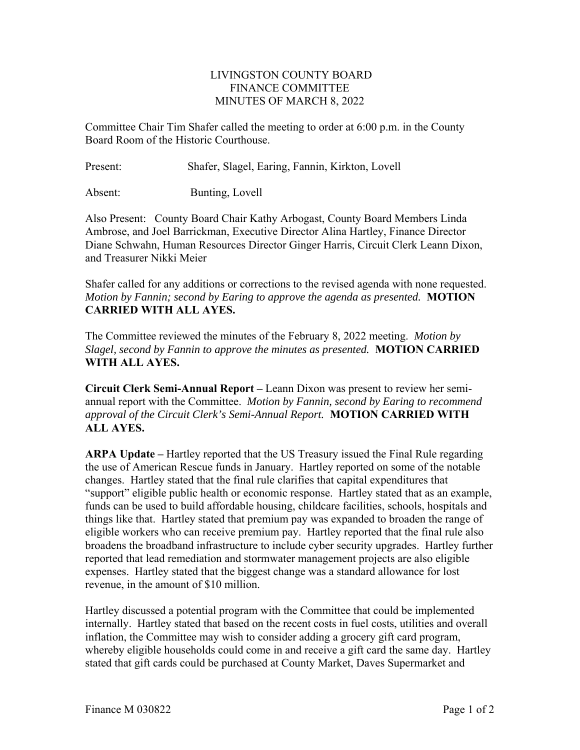LIVINGSTON COUNTY BOARD
FINANCE COMMITTEE
MINUTES OF MARCH 8, 2022

Committee Chair Tim Shafer called the meeting to order at 6:00 p.m. in the County Board Room of the Historic Courthouse.

Present: Shafer, Slagel, Earing, Fannin, Kirkton, Lovell

Absent: Bunting, Lovell

Also Present: County Board Chair Kathy Arbogast, County Board Members Linda Ambrose, and Joel Barrickman, Executive Director Alina Hartley, Finance Director Diane Schwahn, Human Resources Director Ginger Harris, Circuit Clerk Leann Dixon, and Treasurer Nikki Meier

Shafer called for any additions or corrections to the revised agenda with none requested. *Motion by Fannin; second by Earing to approve the agenda as presented.* **MOTION CARRIED WITH ALL AYES.**

The Committee reviewed the minutes of the February 8, 2022 meeting. *Motion by Slagel, second by Fannin to approve the minutes as presented.* **MOTION CARRIED WITH ALL AYES.**

**Circuit Clerk Semi-Annual Report –** Leann Dixon was present to review her semi-annual report with the Committee. *Motion by Fannin, second by Earing to recommend approval of the Circuit Clerk's Semi-Annual Report.* **MOTION CARRIED WITH ALL AYES.**

**ARPA Update –** Hartley reported that the US Treasury issued the Final Rule regarding the use of American Rescue funds in January. Hartley reported on some of the notable changes. Hartley stated that the final rule clarifies that capital expenditures that "support" eligible public health or economic response. Hartley stated that as an example, funds can be used to build affordable housing, childcare facilities, schools, hospitals and things like that. Hartley stated that premium pay was expanded to broaden the range of eligible workers who can receive premium pay. Hartley reported that the final rule also broadens the broadband infrastructure to include cyber security upgrades. Hartley further reported that lead remediation and stormwater management projects are also eligible expenses. Hartley stated that the biggest change was a standard allowance for lost revenue, in the amount of $10 million.

Hartley discussed a potential program with the Committee that could be implemented internally. Hartley stated that based on the recent costs in fuel costs, utilities and overall inflation, the Committee may wish to consider adding a grocery gift card program, whereby eligible households could come in and receive a gift card the same day. Hartley stated that gift cards could be purchased at County Market, Daves Supermarket and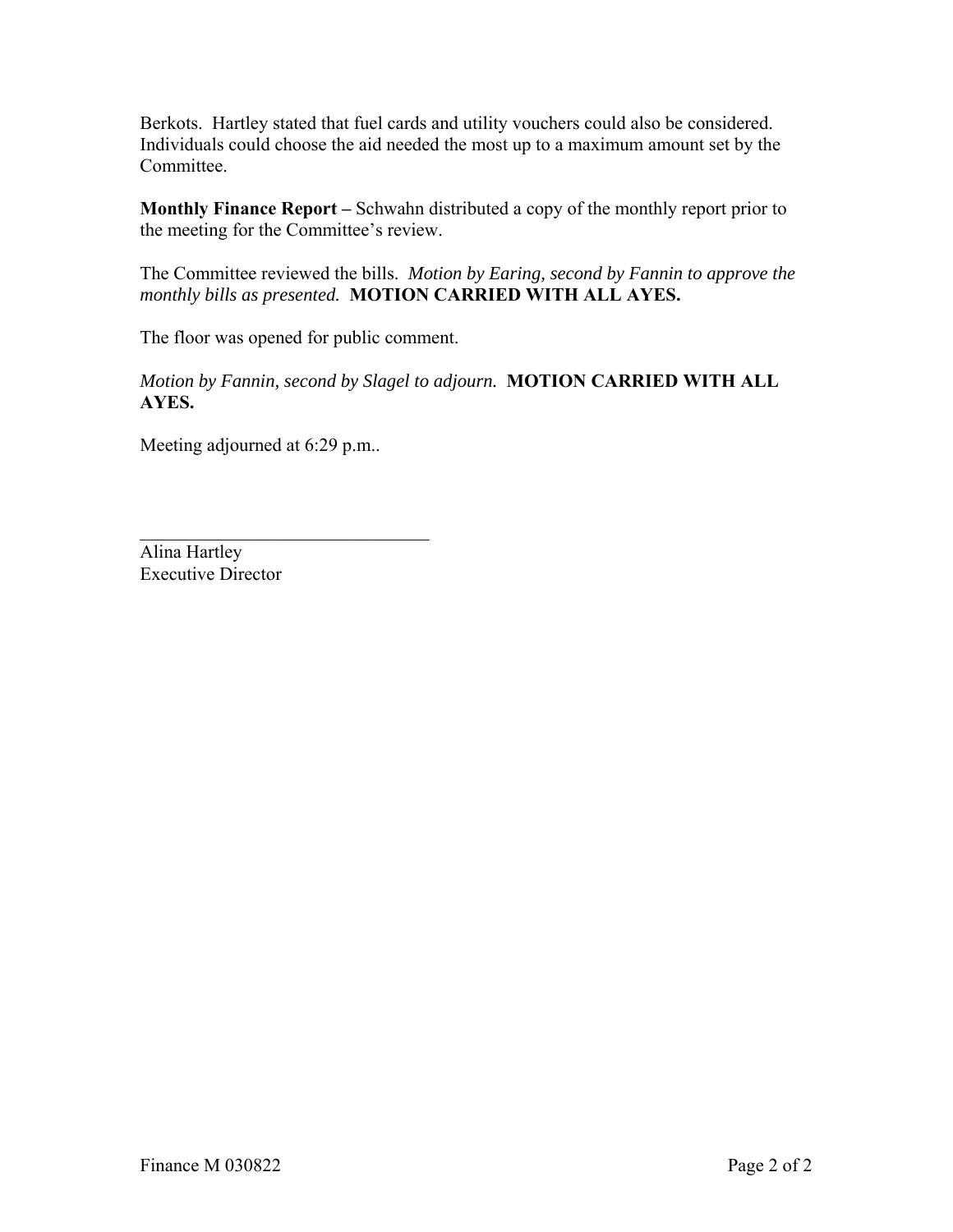Berkots. Hartley stated that fuel cards and utility vouchers could also be considered. Individuals could choose the aid needed the most up to a maximum amount set by the Committee.

**Monthly Finance Report –** Schwahn distributed a copy of the monthly report prior to the meeting for the Committee's review.

The Committee reviewed the bills. *Motion by Earing, second by Fannin to approve the monthly bills as presented.* **MOTION CARRIED WITH ALL AYES.**

The floor was opened for public comment.

*Motion by Fannin, second by Slagel to adjourn.* **MOTION CARRIED WITH ALL AYES.**

Meeting adjourned at 6:29 p.m..

________________________________

Alina Hartley
Executive Director